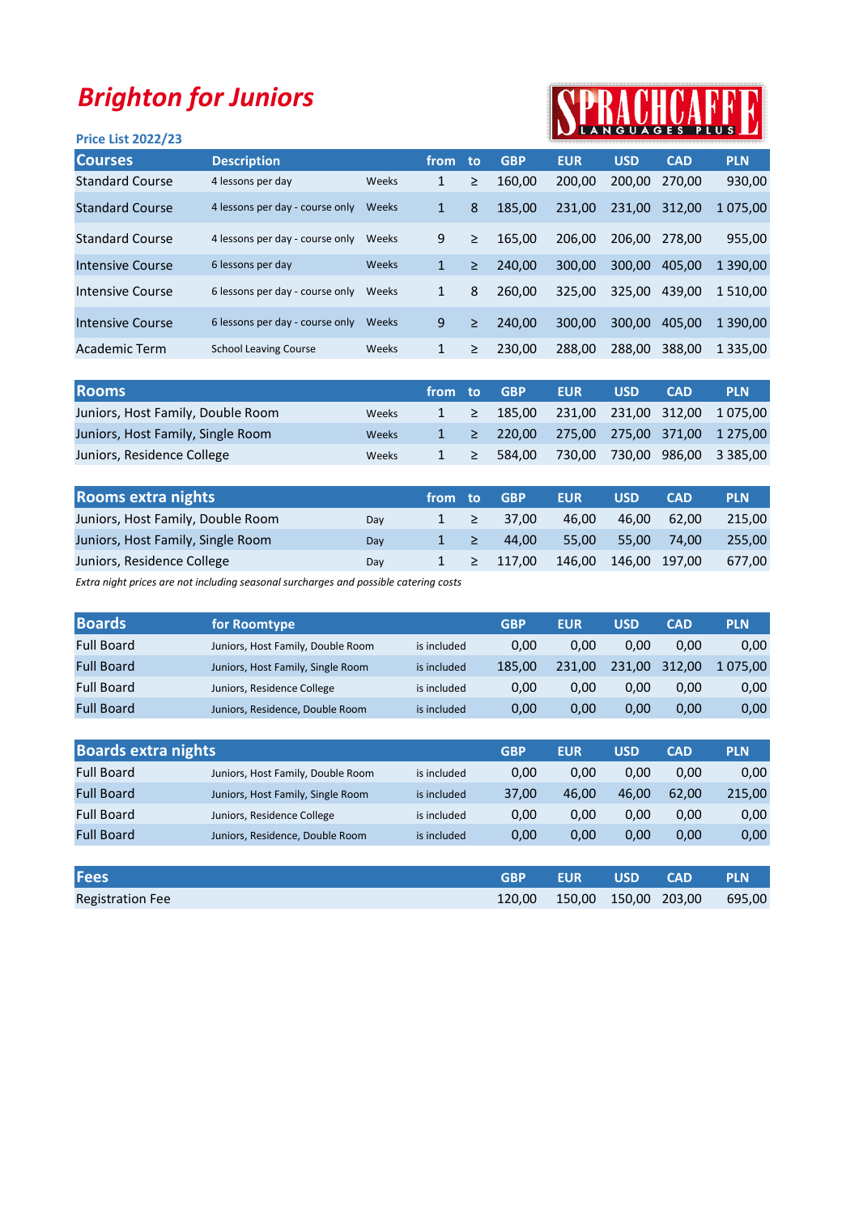# Brighton for Juniors

SPRACHCAFFE LANGUAGES PLUS

**Price List 2022/23**

| Courses | Description | | from | to | GBP | EUR | USD | CAD | PLN |
|---|---|---|---|---|---|---|---|---|---|
| Standard Course | 4 lessons per day | Weeks | 1 | ≥ | 160,00 | 200,00 | 200,00 | 270,00 | 930,00 |
| Standard Course | 4 lessons per day - course only | Weeks | 1 | 8 | 185,00 | 231,00 | 231,00 | 312,00 | 1 075,00 |
| Standard Course | 4 lessons per day - course only | Weeks | 9 | ≥ | 165,00 | 206,00 | 206,00 | 278,00 | 955,00 |
| Intensive Course | 6 lessons per day | Weeks | 1 | ≥ | 240,00 | 300,00 | 300,00 | 405,00 | 1 390,00 |
| Intensive Course | 6 lessons per day - course only | Weeks | 1 | 8 | 260,00 | 325,00 | 325,00 | 439,00 | 1 510,00 |
| Intensive Course | 6 lessons per day - course only | Weeks | 9 | ≥ | 240,00 | 300,00 | 300,00 | 405,00 | 1 390,00 |
| Academic Term | School Leaving Course | Weeks | 1 | ≥ | 230,00 | 288,00 | 288,00 | 388,00 | 1 335,00 |

| Rooms | | from | to | GBP | EUR | USD | CAD | PLN |
|---|---|---|---|---|---|---|---|---|
| Juniors, Host Family, Double Room | Weeks | 1 | ≥ | 185,00 | 231,00 | 231,00 | 312,00 | 1 075,00 |
| Juniors, Host Family, Single Room | Weeks | 1 | ≥ | 220,00 | 275,00 | 275,00 | 371,00 | 1 275,00 |
| Juniors, Residence College | Weeks | 1 | ≥ | 584,00 | 730,00 | 730,00 | 986,00 | 3 385,00 |

| Rooms extra nights | | from | to | GBP | EUR | USD | CAD | PLN |
|---|---|---|---|---|---|---|---|---|
| Juniors, Host Family, Double Room | Day | 1 | ≥ | 37,00 | 46,00 | 46,00 | 62,00 | 215,00 |
| Juniors, Host Family, Single Room | Day | 1 | ≥ | 44,00 | 55,00 | 55,00 | 74,00 | 255,00 |
| Juniors, Residence College | Day | 1 | ≥ | 117,00 | 146,00 | 146,00 | 197,00 | 677,00 |

*Extra night prices are not including seasonal surcharges and possible catering costs*

| Boards | for Roomtype | | GBP | EUR | USD | CAD | PLN |
|---|---|---|---|---|---|---|---|
| Full Board | Juniors, Host Family, Double Room | is included | 0,00 | 0,00 | 0,00 | 0,00 | 0,00 |
| Full Board | Juniors, Host Family, Single Room | is included | 185,00 | 231,00 | 231,00 | 312,00 | 1 075,00 |
| Full Board | Juniors, Residence College | is included | 0,00 | 0,00 | 0,00 | 0,00 | 0,00 |
| Full Board | Juniors, Residence, Double Room | is included | 0,00 | 0,00 | 0,00 | 0,00 | 0,00 |

| Boards extra nights | | | GBP | EUR | USD | CAD | PLN |
|---|---|---|---|---|---|---|---|
| Full Board | Juniors, Host Family, Double Room | is included | 0,00 | 0,00 | 0,00 | 0,00 | 0,00 |
| Full Board | Juniors, Host Family, Single Room | is included | 37,00 | 46,00 | 46,00 | 62,00 | 215,00 |
| Full Board | Juniors, Residence College | is included | 0,00 | 0,00 | 0,00 | 0,00 | 0,00 |
| Full Board | Juniors, Residence, Double Room | is included | 0,00 | 0,00 | 0,00 | 0,00 | 0,00 |

| Fees | GBP | EUR | USD | CAD | PLN |
|---|---|---|---|---|---|
| Registration Fee | 120,00 | 150,00 | 150,00 | 203,00 | 695,00 |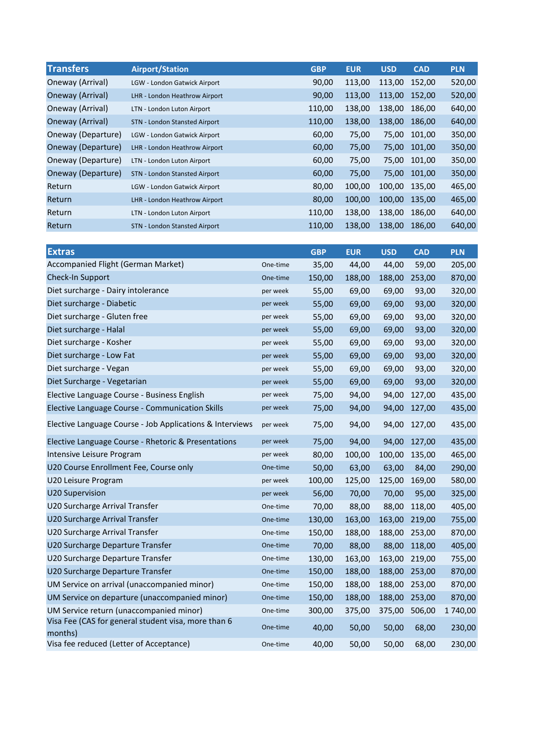| Transfers | Airport/Station | GBP | EUR | USD | CAD | PLN |
|---|---|---|---|---|---|---|
| Oneway (Arrival) | LGW - London Gatwick Airport | 90,00 | 113,00 | 113,00 | 152,00 | 520,00 |
| Oneway (Arrival) | LHR - London Heathrow Airport | 90,00 | 113,00 | 113,00 | 152,00 | 520,00 |
| Oneway (Arrival) | LTN - London Luton Airport | 110,00 | 138,00 | 138,00 | 186,00 | 640,00 |
| Oneway (Arrival) | STN - London Stansted Airport | 110,00 | 138,00 | 138,00 | 186,00 | 640,00 |
| Oneway (Departure) | LGW - London Gatwick Airport | 60,00 | 75,00 | 75,00 | 101,00 | 350,00 |
| Oneway (Departure) | LHR - London Heathrow Airport | 60,00 | 75,00 | 75,00 | 101,00 | 350,00 |
| Oneway (Departure) | LTN - London Luton Airport | 60,00 | 75,00 | 75,00 | 101,00 | 350,00 |
| Oneway (Departure) | STN - London Stansted Airport | 60,00 | 75,00 | 75,00 | 101,00 | 350,00 |
| Return | LGW - London Gatwick Airport | 80,00 | 100,00 | 100,00 | 135,00 | 465,00 |
| Return | LHR - London Heathrow Airport | 80,00 | 100,00 | 100,00 | 135,00 | 465,00 |
| Return | LTN - London Luton Airport | 110,00 | 138,00 | 138,00 | 186,00 | 640,00 |
| Return | STN - London Stansted Airport | 110,00 | 138,00 | 138,00 | 186,00 | 640,00 |

| Extras | | GBP | EUR | USD | CAD | PLN |
|---|---|---|---|---|---|---|
| Accompanied Flight (German Market) | One-time | 35,00 | 44,00 | 44,00 | 59,00 | 205,00 |
| Check-In Support | One-time | 150,00 | 188,00 | 188,00 | 253,00 | 870,00 |
| Diet surcharge - Dairy intolerance | per week | 55,00 | 69,00 | 69,00 | 93,00 | 320,00 |
| Diet surcharge - Diabetic | per week | 55,00 | 69,00 | 69,00 | 93,00 | 320,00 |
| Diet surcharge - Gluten free | per week | 55,00 | 69,00 | 69,00 | 93,00 | 320,00 |
| Diet surcharge - Halal | per week | 55,00 | 69,00 | 69,00 | 93,00 | 320,00 |
| Diet surcharge - Kosher | per week | 55,00 | 69,00 | 69,00 | 93,00 | 320,00 |
| Diet surcharge - Low Fat | per week | 55,00 | 69,00 | 69,00 | 93,00 | 320,00 |
| Diet surcharge - Vegan | per week | 55,00 | 69,00 | 69,00 | 93,00 | 320,00 |
| Diet Surcharge - Vegetarian | per week | 55,00 | 69,00 | 69,00 | 93,00 | 320,00 |
| Elective Language Course - Business English | per week | 75,00 | 94,00 | 94,00 | 127,00 | 435,00 |
| Elective Language Course - Communication Skills | per week | 75,00 | 94,00 | 94,00 | 127,00 | 435,00 |
| Elective Language Course - Job Applications & Interviews | per week | 75,00 | 94,00 | 94,00 | 127,00 | 435,00 |
| Elective Language Course - Rhetoric & Presentations | per week | 75,00 | 94,00 | 94,00 | 127,00 | 435,00 |
| Intensive Leisure Program | per week | 80,00 | 100,00 | 100,00 | 135,00 | 465,00 |
| U20 Course Enrollment Fee, Course only | One-time | 50,00 | 63,00 | 63,00 | 84,00 | 290,00 |
| U20 Leisure Program | per week | 100,00 | 125,00 | 125,00 | 169,00 | 580,00 |
| U20 Supervision | per week | 56,00 | 70,00 | 70,00 | 95,00 | 325,00 |
| U20 Surcharge Arrival Transfer | One-time | 70,00 | 88,00 | 88,00 | 118,00 | 405,00 |
| U20 Surcharge Arrival Transfer | One-time | 130,00 | 163,00 | 163,00 | 219,00 | 755,00 |
| U20 Surcharge Arrival Transfer | One-time | 150,00 | 188,00 | 188,00 | 253,00 | 870,00 |
| U20 Surcharge Departure Transfer | One-time | 70,00 | 88,00 | 88,00 | 118,00 | 405,00 |
| U20 Surcharge Departure Transfer | One-time | 130,00 | 163,00 | 163,00 | 219,00 | 755,00 |
| U20 Surcharge Departure Transfer | One-time | 150,00 | 188,00 | 188,00 | 253,00 | 870,00 |
| UM Service on arrival (unaccompanied minor) | One-time | 150,00 | 188,00 | 188,00 | 253,00 | 870,00 |
| UM Service on departure (unaccompanied minor) | One-time | 150,00 | 188,00 | 188,00 | 253,00 | 870,00 |
| UM Service return (unaccompanied minor) | One-time | 300,00 | 375,00 | 375,00 | 506,00 | 1 740,00 |
| Visa Fee (CAS for general student visa, more than 6 months) | One-time | 40,00 | 50,00 | 50,00 | 68,00 | 230,00 |
| Visa fee reduced (Letter of Acceptance) | One-time | 40,00 | 50,00 | 50,00 | 68,00 | 230,00 |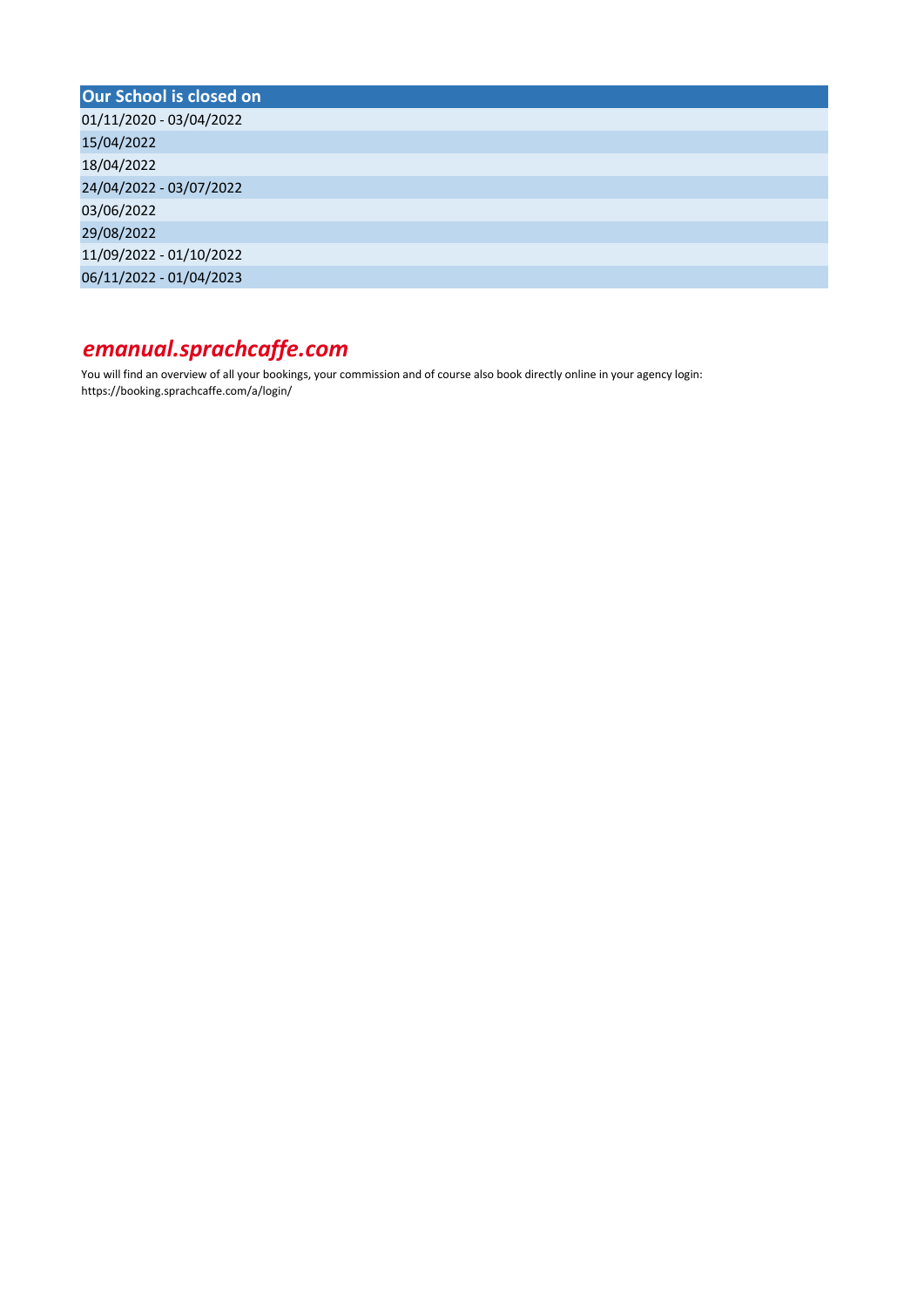| Our School is closed on |
| --- |
| 01/11/2020 - 03/04/2022 |
| 15/04/2022 |
| 18/04/2022 |
| 24/04/2022 - 03/07/2022 |
| 03/06/2022 |
| 29/08/2022 |
| 11/09/2022 - 01/10/2022 |
| 06/11/2022 - 01/04/2023 |

## *emanual.sprachcaffe.com*

You will find an overview of all your bookings, your commission and of course also book directly online in your agency login:
https://booking.sprachcaffe.com/a/login/